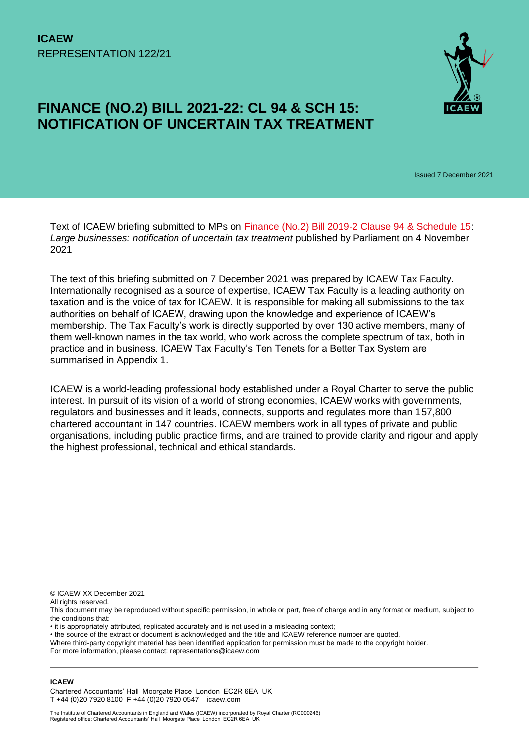**ICAEW**
REPRESENTATION 122/21

# FINANCE (NO.2) BILL 2021-22: CL 94 & SCH 15: NOTIFICATION OF UNCERTAIN TAX TREATMENT

Issued 7 December 2021

Text of ICAEW briefing submitted to MPs on Finance (No.2) Bill 2019-2 Clause 94 & Schedule 15: *Large businesses: notification of uncertain tax treatment* published by Parliament on 4 November 2021

The text of this briefing submitted on 7 December 2021 was prepared by ICAEW Tax Faculty. Internationally recognised as a source of expertise, ICAEW Tax Faculty is a leading authority on taxation and is the voice of tax for ICAEW. It is responsible for making all submissions to the tax authorities on behalf of ICAEW, drawing upon the knowledge and experience of ICAEW's membership. The Tax Faculty's work is directly supported by over 130 active members, many of them well-known names in the tax world, who work across the complete spectrum of tax, both in practice and in business. ICAEW Tax Faculty's Ten Tenets for a Better Tax System are summarised in Appendix 1.

ICAEW is a world-leading professional body established under a Royal Charter to serve the public interest. In pursuit of its vision of a world of strong economies, ICAEW works with governments, regulators and businesses and it leads, connects, supports and regulates more than 157,800 chartered accountant in 147 countries. ICAEW members work in all types of private and public organisations, including public practice firms, and are trained to provide clarity and rigour and apply the highest professional, technical and ethical standards.

© ICAEW XX December 2021
All rights reserved.
This document may be reproduced without specific permission, in whole or part, free of charge and in any format or medium, subject to the conditions that:
• it is appropriately attributed, replicated accurately and is not used in a misleading context;
• the source of the extract or document is acknowledged and the title and ICAEW reference number are quoted.
Where third-party copyright material has been identified application for permission must be made to the copyright holder.
For more information, please contact: representations@icaew.com

**ICAEW**
Chartered Accountants' Hall Moorgate Place London EC2R 6EA UK
T +44 (0)20 7920 8100 F +44 (0)20 7920 0547 icaew.com

The Institute of Chartered Accountants in England and Wales (ICAEW) incorporated by Royal Charter (RC000246)
Registered office: Chartered Accountants' Hall Moorgate Place London EC2R 6EA UK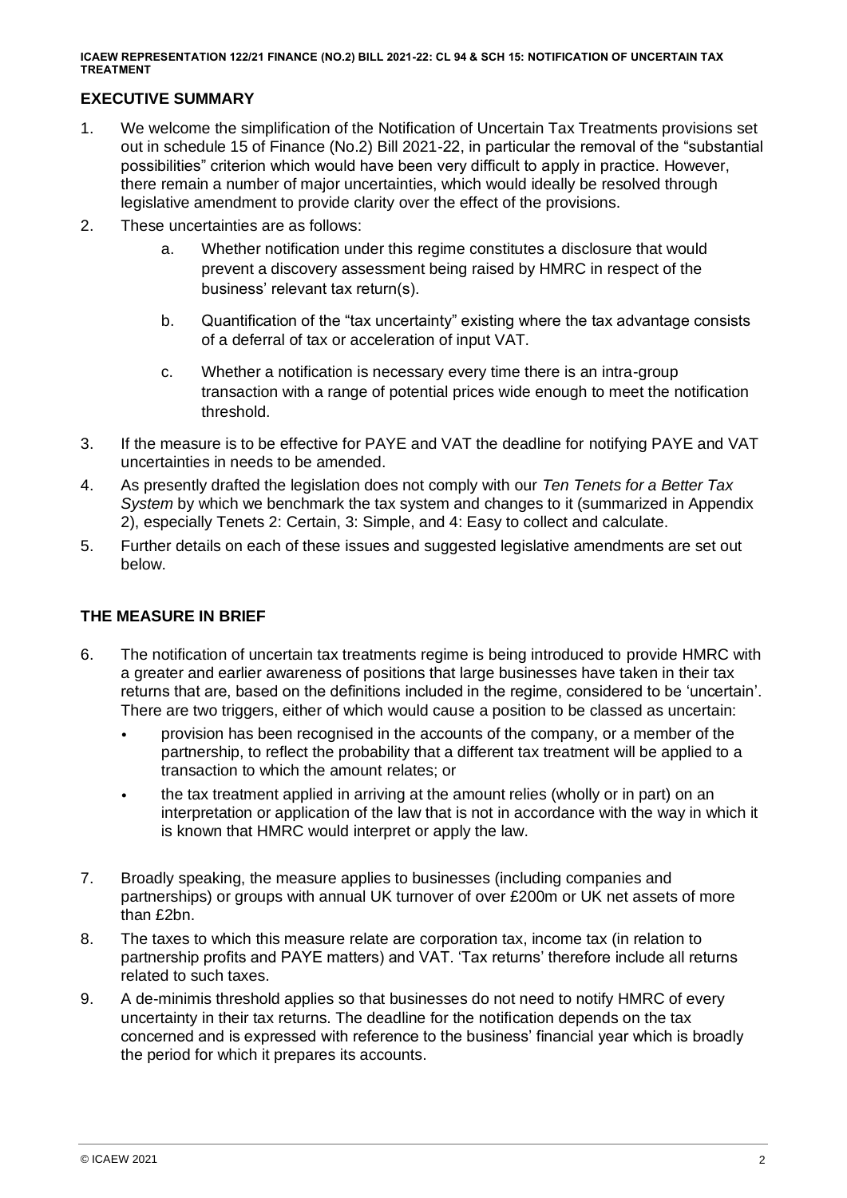## EXECUTIVE SUMMARY

1. We welcome the simplification of the Notification of Uncertain Tax Treatments provisions set out in schedule 15 of Finance (No.2) Bill 2021-22, in particular the removal of the "substantial possibilities" criterion which would have been very difficult to apply in practice. However, there remain a number of major uncertainties, which would ideally be resolved through legislative amendment to provide clarity over the effect of the provisions.
2. These uncertainties are as follows:
   a. Whether notification under this regime constitutes a disclosure that would prevent a discovery assessment being raised by HMRC in respect of the business' relevant tax return(s).

   b. Quantification of the "tax uncertainty" existing where the tax advantage consists of a deferral of tax or acceleration of input VAT.

   c. Whether a notification is necessary every time there is an intra-group transaction with a range of potential prices wide enough to meet the notification threshold.
3. If the measure is to be effective for PAYE and VAT the deadline for notifying PAYE and VAT uncertainties in needs to be amended.
4. As presently drafted the legislation does not comply with our *Ten Tenets for a Better Tax System* by which we benchmark the tax system and changes to it (summarized in Appendix 2), especially Tenets 2: Certain, 3: Simple, and 4: Easy to collect and calculate.
5. Further details on each of these issues and suggested legislative amendments are set out below.

## THE MEASURE IN BRIEF

6. The notification of uncertain tax treatments regime is being introduced to provide HMRC with a greater and earlier awareness of positions that large businesses have taken in their tax returns that are, based on the definitions included in the regime, considered to be 'uncertain'. There are two triggers, either of which would cause a position to be classed as uncertain:
   - provision has been recognised in the accounts of the company, or a member of the partnership, to reflect the probability that a different tax treatment will be applied to a transaction to which the amount relates; or
   - the tax treatment applied in arriving at the amount relies (wholly or in part) on an interpretation or application of the law that is not in accordance with the way in which it is known that HMRC would interpret or apply the law.
7. Broadly speaking, the measure applies to businesses (including companies and partnerships) or groups with annual UK turnover of over £200m or UK net assets of more than £2bn.
8. The taxes to which this measure relate are corporation tax, income tax (in relation to partnership profits and PAYE matters) and VAT. 'Tax returns' therefore include all returns related to such taxes.
9. A de-minimis threshold applies so that businesses do not need to notify HMRC of every uncertainty in their tax returns. The deadline for the notification depends on the tax concerned and is expressed with reference to the business' financial year which is broadly the period for which it prepares its accounts.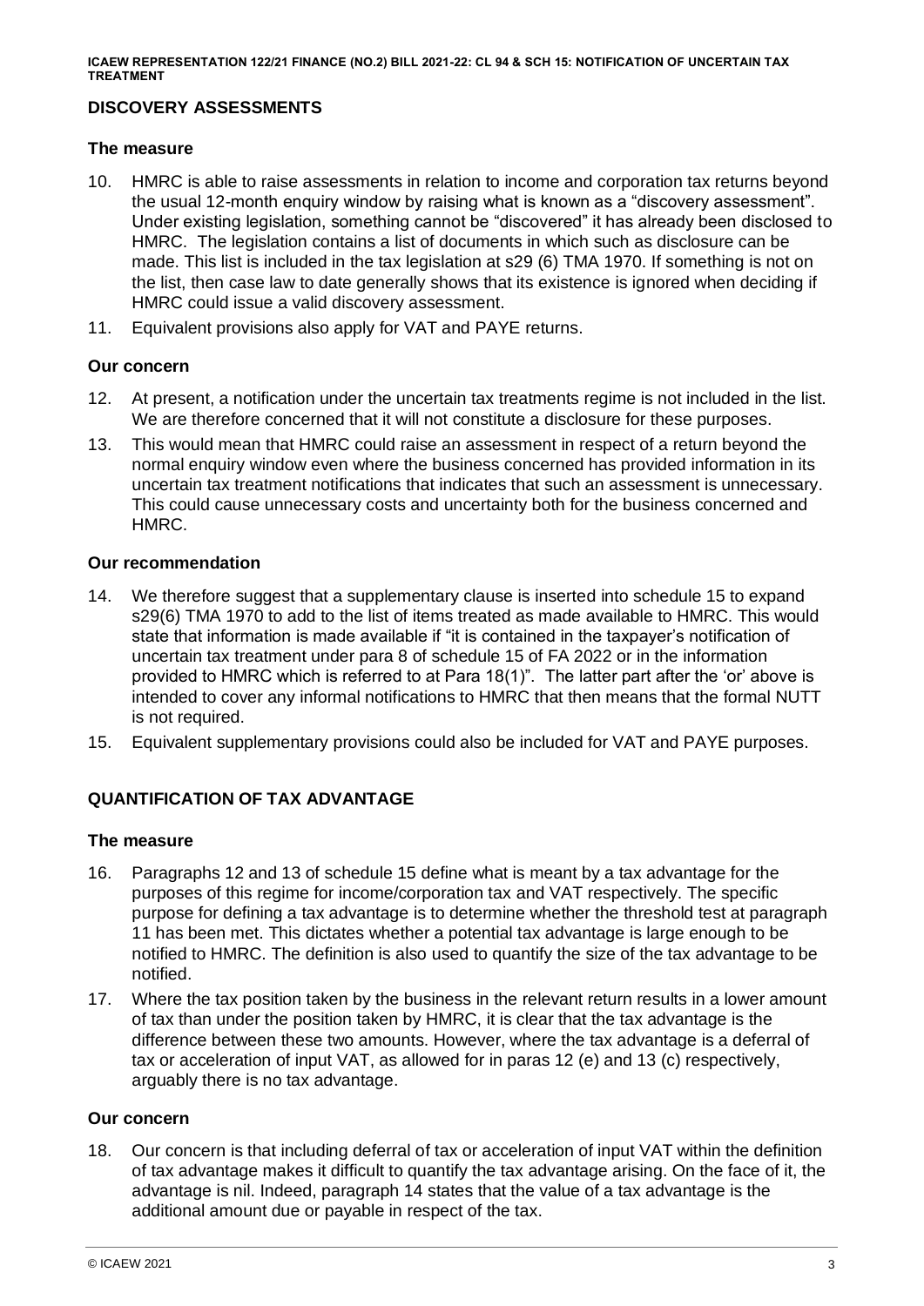## DISCOVERY ASSESSMENTS

### The measure

10. HMRC is able to raise assessments in relation to income and corporation tax returns beyond the usual 12-month enquiry window by raising what is known as a "discovery assessment". Under existing legislation, something cannot be "discovered" it has already been disclosed to HMRC. The legislation contains a list of documents in which such as disclosure can be made. This list is included in the tax legislation at s29 (6) TMA 1970. If something is not on the list, then case law to date generally shows that its existence is ignored when deciding if HMRC could issue a valid discovery assessment.
11. Equivalent provisions also apply for VAT and PAYE returns.

### Our concern

12. At present, a notification under the uncertain tax treatments regime is not included in the list. We are therefore concerned that it will not constitute a disclosure for these purposes.
13. This would mean that HMRC could raise an assessment in respect of a return beyond the normal enquiry window even where the business concerned has provided information in its uncertain tax treatment notifications that indicates that such an assessment is unnecessary. This could cause unnecessary costs and uncertainty both for the business concerned and HMRC.

### Our recommendation

14. We therefore suggest that a supplementary clause is inserted into schedule 15 to expand s29(6) TMA 1970 to add to the list of items treated as made available to HMRC. This would state that information is made available if "it is contained in the taxpayer's notification of uncertain tax treatment under para 8 of schedule 15 of FA 2022 or in the information provided to HMRC which is referred to at Para 18(1)". The latter part after the 'or' above is intended to cover any informal notifications to HMRC that then means that the formal NUTT is not required.
15. Equivalent supplementary provisions could also be included for VAT and PAYE purposes.

## QUANTIFICATION OF TAX ADVANTAGE

### The measure

16. Paragraphs 12 and 13 of schedule 15 define what is meant by a tax advantage for the purposes of this regime for income/corporation tax and VAT respectively. The specific purpose for defining a tax advantage is to determine whether the threshold test at paragraph 11 has been met. This dictates whether a potential tax advantage is large enough to be notified to HMRC. The definition is also used to quantify the size of the tax advantage to be notified.
17. Where the tax position taken by the business in the relevant return results in a lower amount of tax than under the position taken by HMRC, it is clear that the tax advantage is the difference between these two amounts. However, where the tax advantage is a deferral of tax or acceleration of input VAT, as allowed for in paras 12 (e) and 13 (c) respectively, arguably there is no tax advantage.

### Our concern

18. Our concern is that including deferral of tax or acceleration of input VAT within the definition of tax advantage makes it difficult to quantify the tax advantage arising. On the face of it, the advantage is nil. Indeed, paragraph 14 states that the value of a tax advantage is the additional amount due or payable in respect of the tax.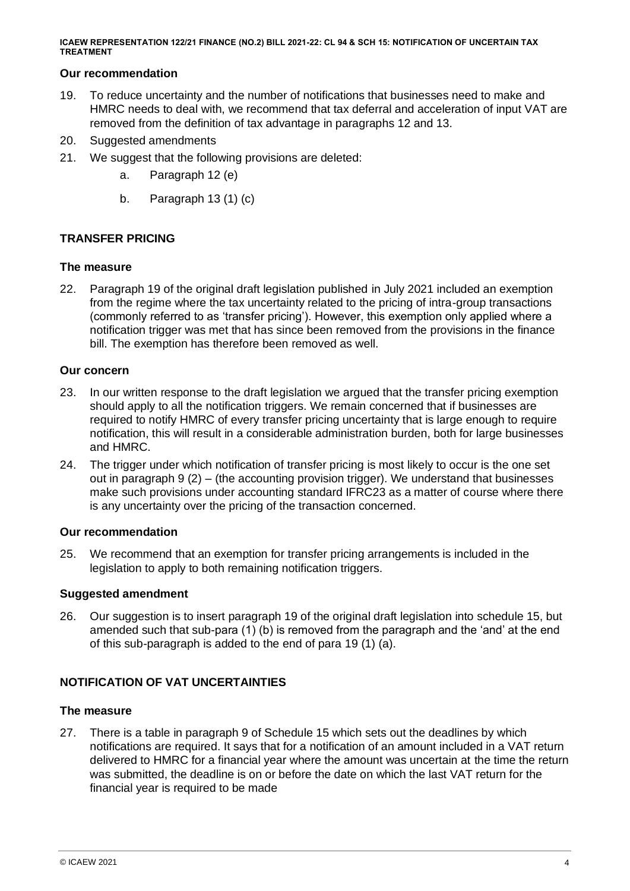### Our recommendation

19. To reduce uncertainty and the number of notifications that businesses need to make and HMRC needs to deal with, we recommend that tax deferral and acceleration of input VAT are removed from the definition of tax advantage in paragraphs 12 and 13.
20. Suggested amendments
21. We suggest that the following provisions are deleted:
    a. Paragraph 12 (e)
    b. Paragraph 13 (1) (c)

## TRANSFER PRICING

### The measure

22. Paragraph 19 of the original draft legislation published in July 2021 included an exemption from the regime where the tax uncertainty related to the pricing of intra-group transactions (commonly referred to as 'transfer pricing'). However, this exemption only applied where a notification trigger was met that has since been removed from the provisions in the finance bill. The exemption has therefore been removed as well.

### Our concern

23. In our written response to the draft legislation we argued that the transfer pricing exemption should apply to all the notification triggers. We remain concerned that if businesses are required to notify HMRC of every transfer pricing uncertainty that is large enough to require notification, this will result in a considerable administration burden, both for large businesses and HMRC.
24. The trigger under which notification of transfer pricing is most likely to occur is the one set out in paragraph 9 (2) – (the accounting provision trigger). We understand that businesses make such provisions under accounting standard IFRC23 as a matter of course where there is any uncertainty over the pricing of the transaction concerned.

### Our recommendation

25. We recommend that an exemption for transfer pricing arrangements is included in the legislation to apply to both remaining notification triggers.

### Suggested amendment

26. Our suggestion is to insert paragraph 19 of the original draft legislation into schedule 15, but amended such that sub-para (1) (b) is removed from the paragraph and the 'and' at the end of this sub-paragraph is added to the end of para 19 (1) (a).

## NOTIFICATION OF VAT UNCERTAINTIES

### The measure

27. There is a table in paragraph 9 of Schedule 15 which sets out the deadlines by which notifications are required. It says that for a notification of an amount included in a VAT return delivered to HMRC for a financial year where the amount was uncertain at the time the return was submitted, the deadline is on or before the date on which the last VAT return for the financial year is required to be made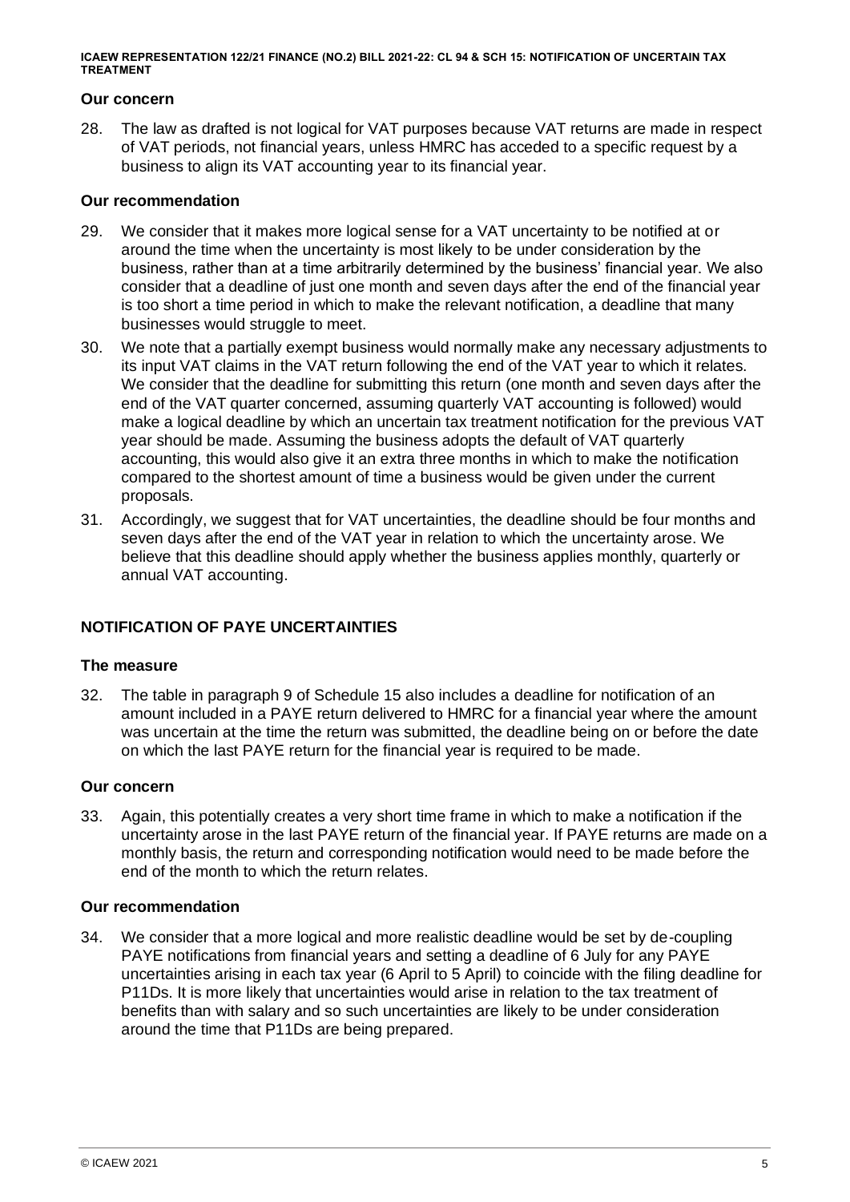### Our concern

28. The law as drafted is not logical for VAT purposes because VAT returns are made in respect of VAT periods, not financial years, unless HMRC has acceded to a specific request by a business to align its VAT accounting year to its financial year.

### Our recommendation

29. We consider that it makes more logical sense for a VAT uncertainty to be notified at or around the time when the uncertainty is most likely to be under consideration by the business, rather than at a time arbitrarily determined by the business' financial year. We also consider that a deadline of just one month and seven days after the end of the financial year is too short a time period in which to make the relevant notification, a deadline that many businesses would struggle to meet.

30. We note that a partially exempt business would normally make any necessary adjustments to its input VAT claims in the VAT return following the end of the VAT year to which it relates. We consider that the deadline for submitting this return (one month and seven days after the end of the VAT quarter concerned, assuming quarterly VAT accounting is followed) would make a logical deadline by which an uncertain tax treatment notification for the previous VAT year should be made. Assuming the business adopts the default of VAT quarterly accounting, this would also give it an extra three months in which to make the notification compared to the shortest amount of time a business would be given under the current proposals.

31. Accordingly, we suggest that for VAT uncertainties, the deadline should be four months and seven days after the end of the VAT year in relation to which the uncertainty arose. We believe that this deadline should apply whether the business applies monthly, quarterly or annual VAT accounting.

## NOTIFICATION OF PAYE UNCERTAINTIES

### The measure

32. The table in paragraph 9 of Schedule 15 also includes a deadline for notification of an amount included in a PAYE return delivered to HMRC for a financial year where the amount was uncertain at the time the return was submitted, the deadline being on or before the date on which the last PAYE return for the financial year is required to be made.

### Our concern

33. Again, this potentially creates a very short time frame in which to make a notification if the uncertainty arose in the last PAYE return of the financial year. If PAYE returns are made on a monthly basis, the return and corresponding notification would need to be made before the end of the month to which the return relates.

### Our recommendation

34. We consider that a more logical and more realistic deadline would be set by de-coupling PAYE notifications from financial years and setting a deadline of 6 July for any PAYE uncertainties arising in each tax year (6 April to 5 April) to coincide with the filing deadline for P11Ds. It is more likely that uncertainties would arise in relation to the tax treatment of benefits than with salary and so such uncertainties are likely to be under consideration around the time that P11Ds are being prepared.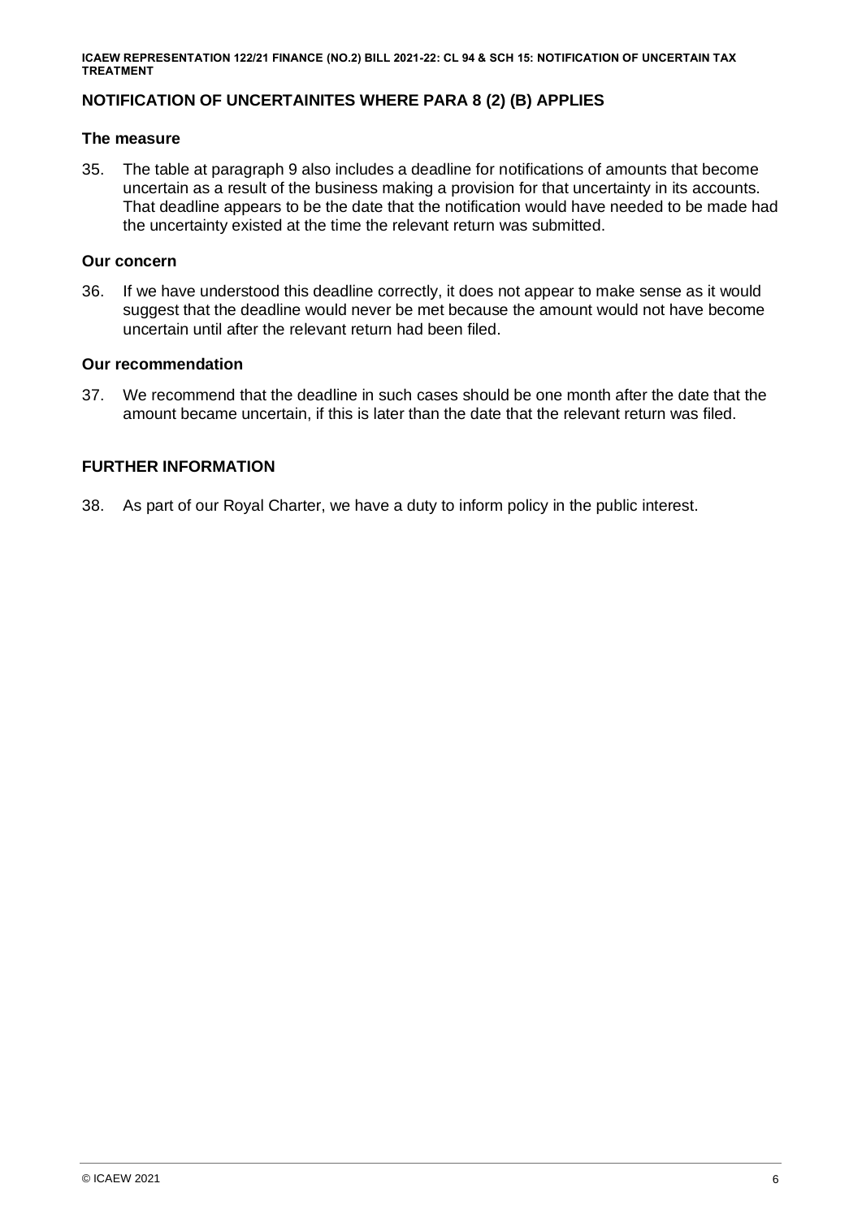## NOTIFICATION OF UNCERTAINITES WHERE PARA 8 (2) (B) APPLIES

### The measure

35. The table at paragraph 9 also includes a deadline for notifications of amounts that become uncertain as a result of the business making a provision for that uncertainty in its accounts. That deadline appears to be the date that the notification would have needed to be made had the uncertainty existed at the time the relevant return was submitted.

### Our concern

36. If we have understood this deadline correctly, it does not appear to make sense as it would suggest that the deadline would never be met because the amount would not have become uncertain until after the relevant return had been filed.

### Our recommendation

37. We recommend that the deadline in such cases should be one month after the date that the amount became uncertain, if this is later than the date that the relevant return was filed.

## FURTHER INFORMATION

38. As part of our Royal Charter, we have a duty to inform policy in the public interest.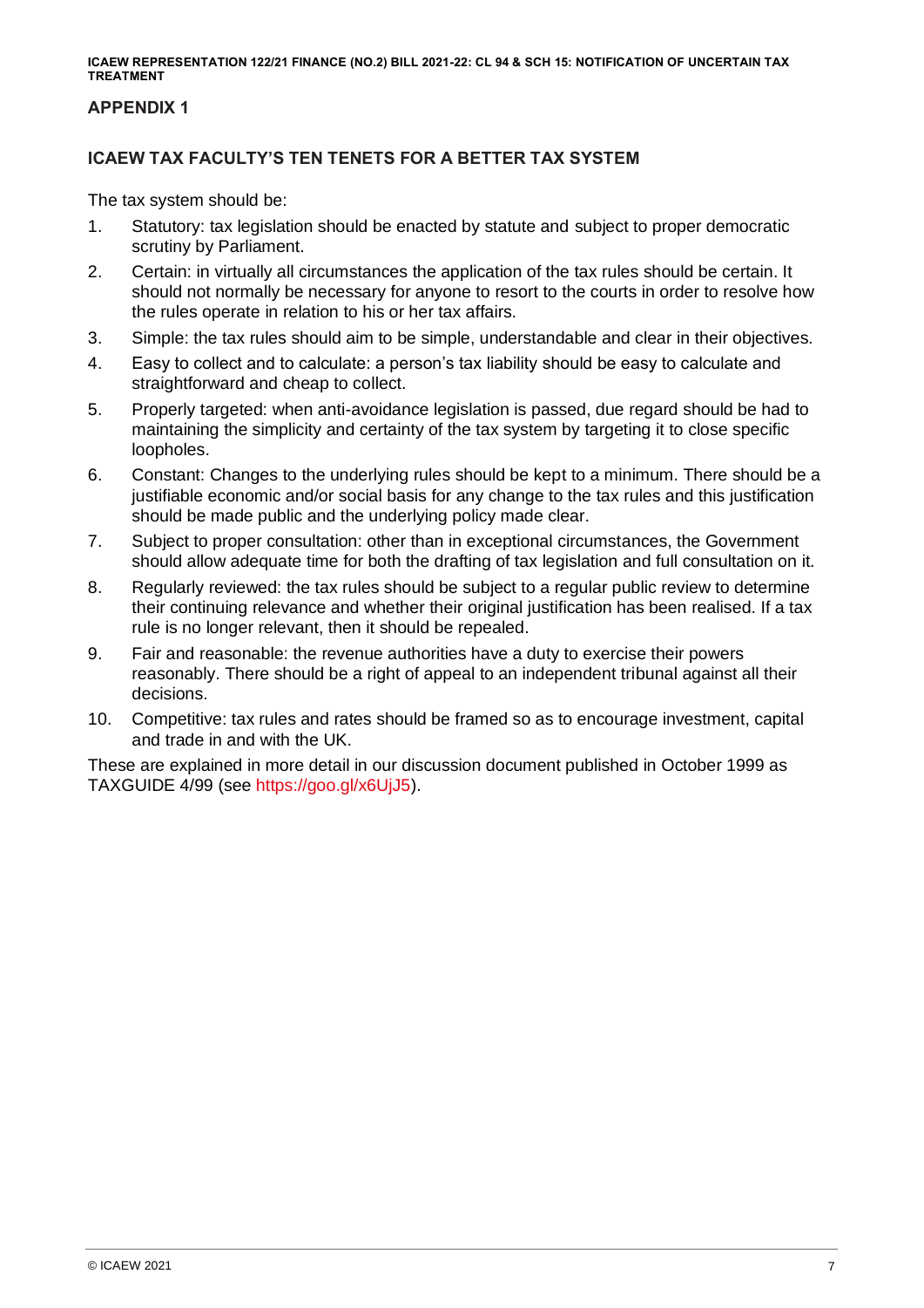## APPENDIX 1

### ICAEW TAX FACULTY'S TEN TENETS FOR A BETTER TAX SYSTEM

The tax system should be:

1. Statutory: tax legislation should be enacted by statute and subject to proper democratic scrutiny by Parliament.
2. Certain: in virtually all circumstances the application of the tax rules should be certain. It should not normally be necessary for anyone to resort to the courts in order to resolve how the rules operate in relation to his or her tax affairs.
3. Simple: the tax rules should aim to be simple, understandable and clear in their objectives.
4. Easy to collect and to calculate: a person's tax liability should be easy to calculate and straightforward and cheap to collect.
5. Properly targeted: when anti-avoidance legislation is passed, due regard should be had to maintaining the simplicity and certainty of the tax system by targeting it to close specific loopholes.
6. Constant: Changes to the underlying rules should be kept to a minimum. There should be a justifiable economic and/or social basis for any change to the tax rules and this justification should be made public and the underlying policy made clear.
7. Subject to proper consultation: other than in exceptional circumstances, the Government should allow adequate time for both the drafting of tax legislation and full consultation on it.
8. Regularly reviewed: the tax rules should be subject to a regular public review to determine their continuing relevance and whether their original justification has been realised. If a tax rule is no longer relevant, then it should be repealed.
9. Fair and reasonable: the revenue authorities have a duty to exercise their powers reasonably. There should be a right of appeal to an independent tribunal against all their decisions.
10. Competitive: tax rules and rates should be framed so as to encourage investment, capital and trade in and with the UK.

These are explained in more detail in our discussion document published in October 1999 as TAXGUIDE 4/99 (see https://goo.gl/x6UjJ5).